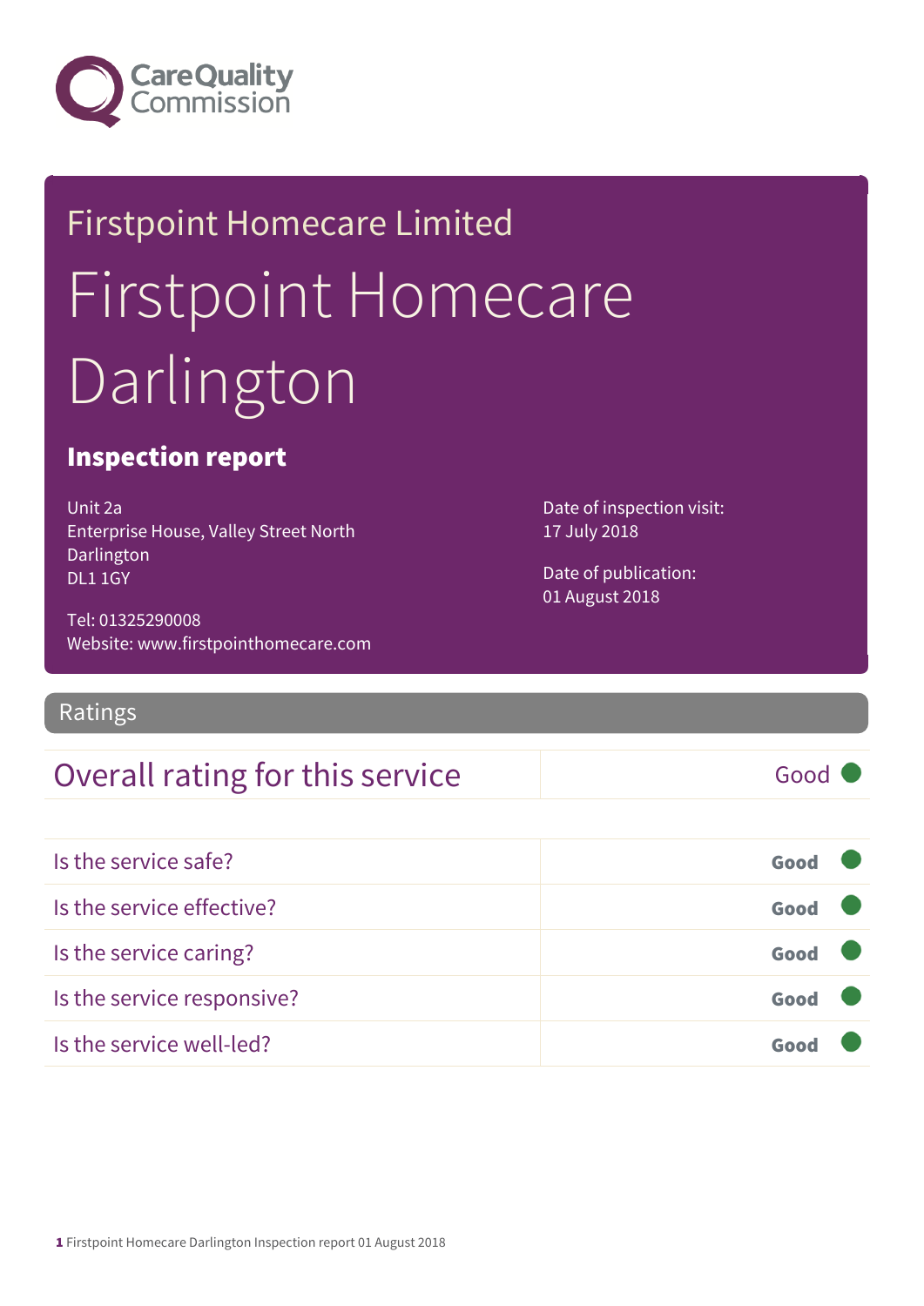Care Quality Commission

# Firstpoint Homecare Limited

# Firstpoint Homecare Darlington

## Inspection report

Unit 2a
Enterprise House, Valley Street North
Darlington
DL1 1GY

Tel: 01325290008
Website: www.firstpointhomecare.com

Date of inspection visit:
17 July 2018

Date of publication:
01 August 2018

## Ratings

| Overall rating for this service | Good |
|---|---|

| | |
|---|---|
| Is the service safe? | **Good** |
| Is the service effective? | **Good** |
| Is the service caring? | **Good** |
| Is the service responsive? | **Good** |
| Is the service well-led? | **Good** |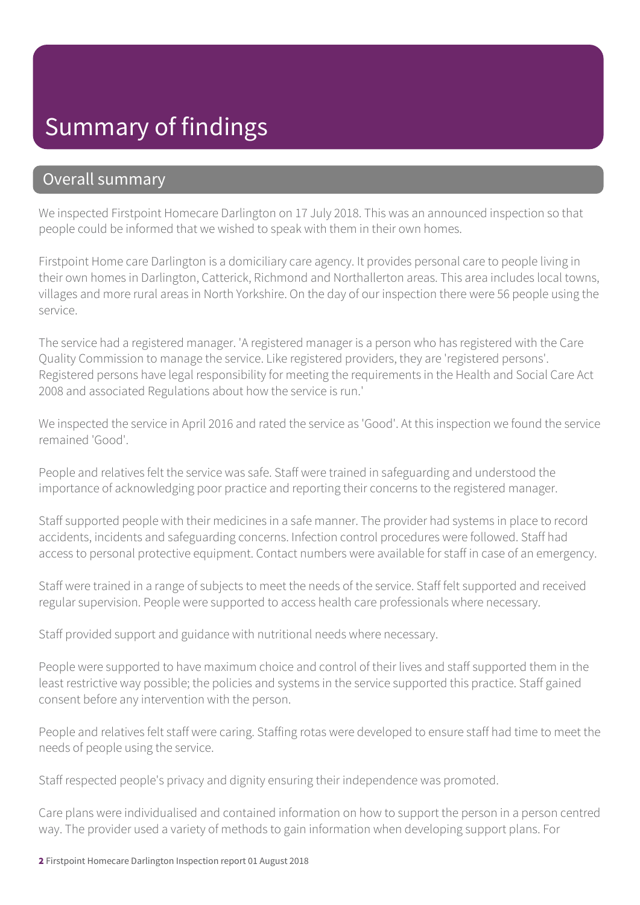# Summary of findings

## Overall summary

We inspected Firstpoint Homecare Darlington on 17 July 2018. This was an announced inspection so that people could be informed that we wished to speak with them in their own homes.

Firstpoint Home care Darlington is a domiciliary care agency. It provides personal care to people living in their own homes in Darlington, Catterick, Richmond and Northallerton areas. This area includes local towns, villages and more rural areas in North Yorkshire. On the day of our inspection there were 56 people using the service.

The service had a registered manager. 'A registered manager is a person who has registered with the Care Quality Commission to manage the service. Like registered providers, they are 'registered persons'. Registered persons have legal responsibility for meeting the requirements in the Health and Social Care Act 2008 and associated Regulations about how the service is run.'

We inspected the service in April 2016 and rated the service as 'Good'. At this inspection we found the service remained 'Good'.

People and relatives felt the service was safe. Staff were trained in safeguarding and understood the importance of acknowledging poor practice and reporting their concerns to the registered manager.

Staff supported people with their medicines in a safe manner. The provider had systems in place to record accidents, incidents and safeguarding concerns. Infection control procedures were followed. Staff had access to personal protective equipment. Contact numbers were available for staff in case of an emergency.

Staff were trained in a range of subjects to meet the needs of the service. Staff felt supported and received regular supervision. People were supported to access health care professionals where necessary.

Staff provided support and guidance with nutritional needs where necessary.

People were supported to have maximum choice and control of their lives and staff supported them in the least restrictive way possible; the policies and systems in the service supported this practice. Staff gained consent before any intervention with the person.

People and relatives felt staff were caring. Staffing rotas were developed to ensure staff had time to meet the needs of people using the service.

Staff respected people's privacy and dignity ensuring their independence was promoted.

Care plans were individualised and contained information on how to support the person in a person centred way. The provider used a variety of methods to gain information when developing support plans. For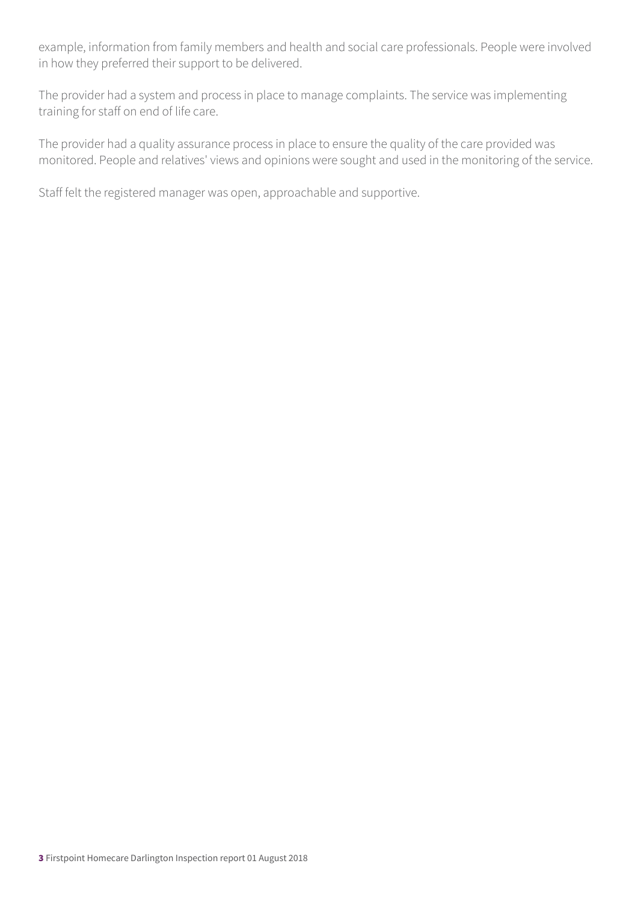example, information from family members and health and social care professionals. People were involved in how they preferred their support to be delivered.

The provider had a system and process in place to manage complaints. The service was implementing training for staff on end of life care.

The provider had a quality assurance process in place to ensure the quality of the care provided was monitored. People and relatives' views and opinions were sought and used in the monitoring of the service.

Staff felt the registered manager was open, approachable and supportive.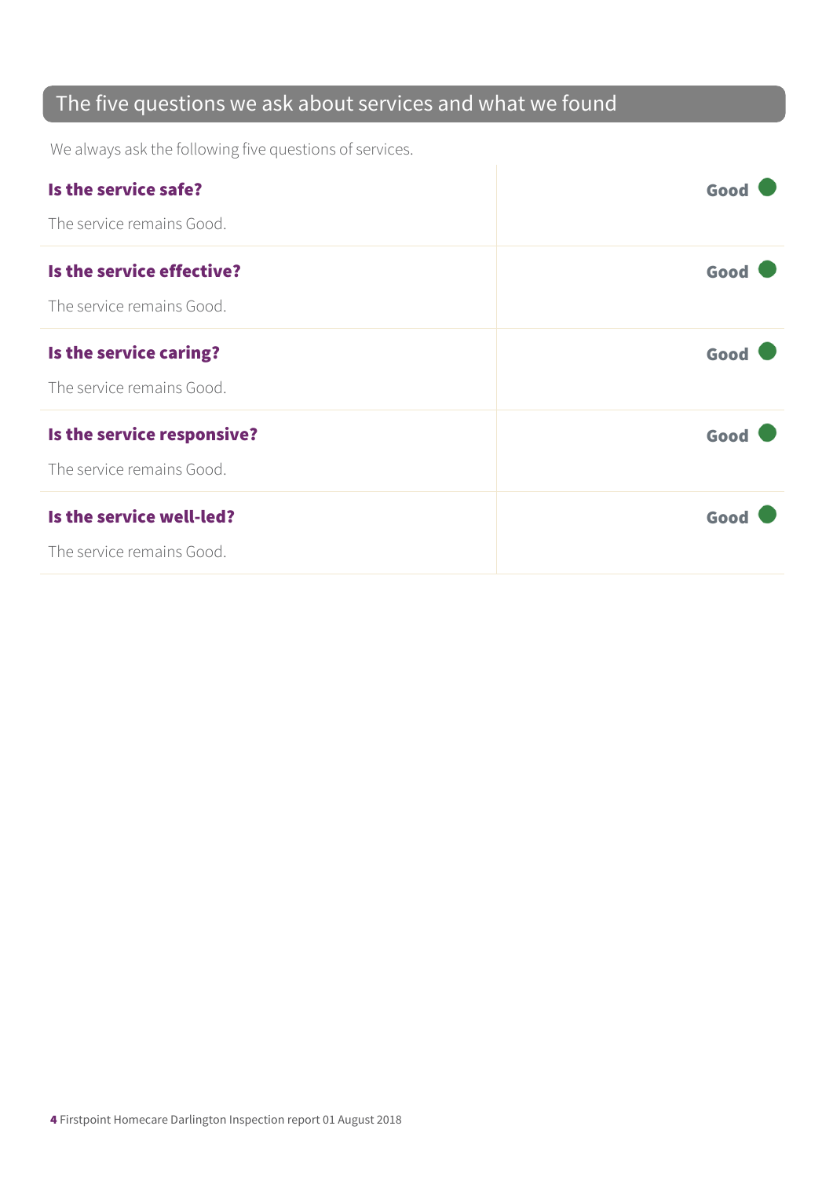## The five questions we ask about services and what we found

We always ask the following five questions of services.

| | |
|---|---|
| **Is the service safe?**<br>The service remains Good. | **Good** |
| **Is the service effective?**<br>The service remains Good. | **Good** |
| **Is the service caring?**<br>The service remains Good. | **Good** |
| **Is the service responsive?**<br>The service remains Good. | **Good** |
| **Is the service well-led?**<br>The service remains Good. | **Good** |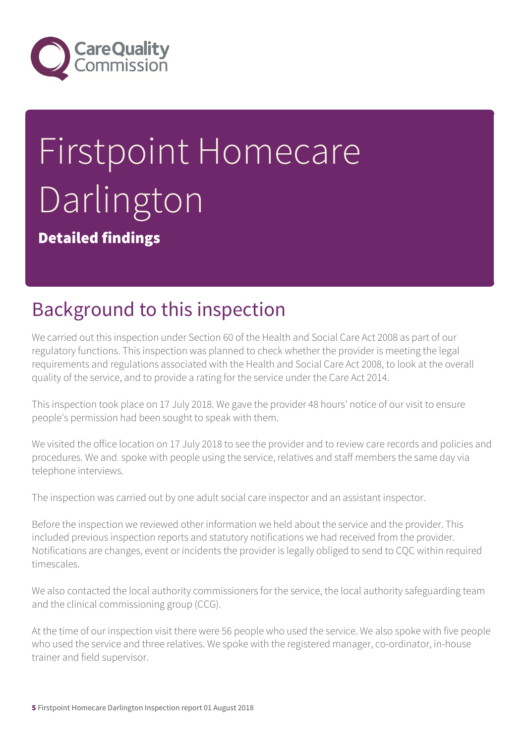# Firstpoint Homecare Darlington

**Detailed findings**

## Background to this inspection

We carried out this inspection under Section 60 of the Health and Social Care Act 2008 as part of our regulatory functions. This inspection was planned to check whether the provider is meeting the legal requirements and regulations associated with the Health and Social Care Act 2008, to look at the overall quality of the service, and to provide a rating for the service under the Care Act 2014.

This inspection took place on 17 July 2018. We gave the provider 48 hours' notice of our visit to ensure people's permission had been sought to speak with them.

We visited the office location on 17 July 2018 to see the provider and to review care records and policies and procedures. We and spoke with people using the service, relatives and staff members the same day via telephone interviews.

The inspection was carried out by one adult social care inspector and an assistant inspector.

Before the inspection we reviewed other information we held about the service and the provider. This included previous inspection reports and statutory notifications we had received from the provider. Notifications are changes, event or incidents the provider is legally obliged to send to CQC within required timescales.

We also contacted the local authority commissioners for the service, the local authority safeguarding team and the clinical commissioning group (CCG).

At the time of our inspection visit there were 56 people who used the service. We also spoke with five people who used the service and three relatives. We spoke with the registered manager, co-ordinator, in-house trainer and field supervisor.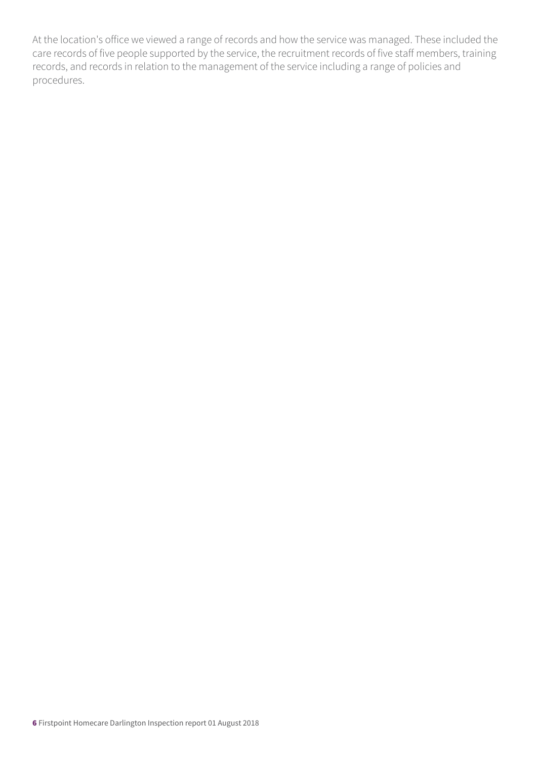At the location's office we viewed a range of records and how the service was managed. These included the care records of five people supported by the service, the recruitment records of five staff members, training records, and records in relation to the management of the service including a range of policies and procedures.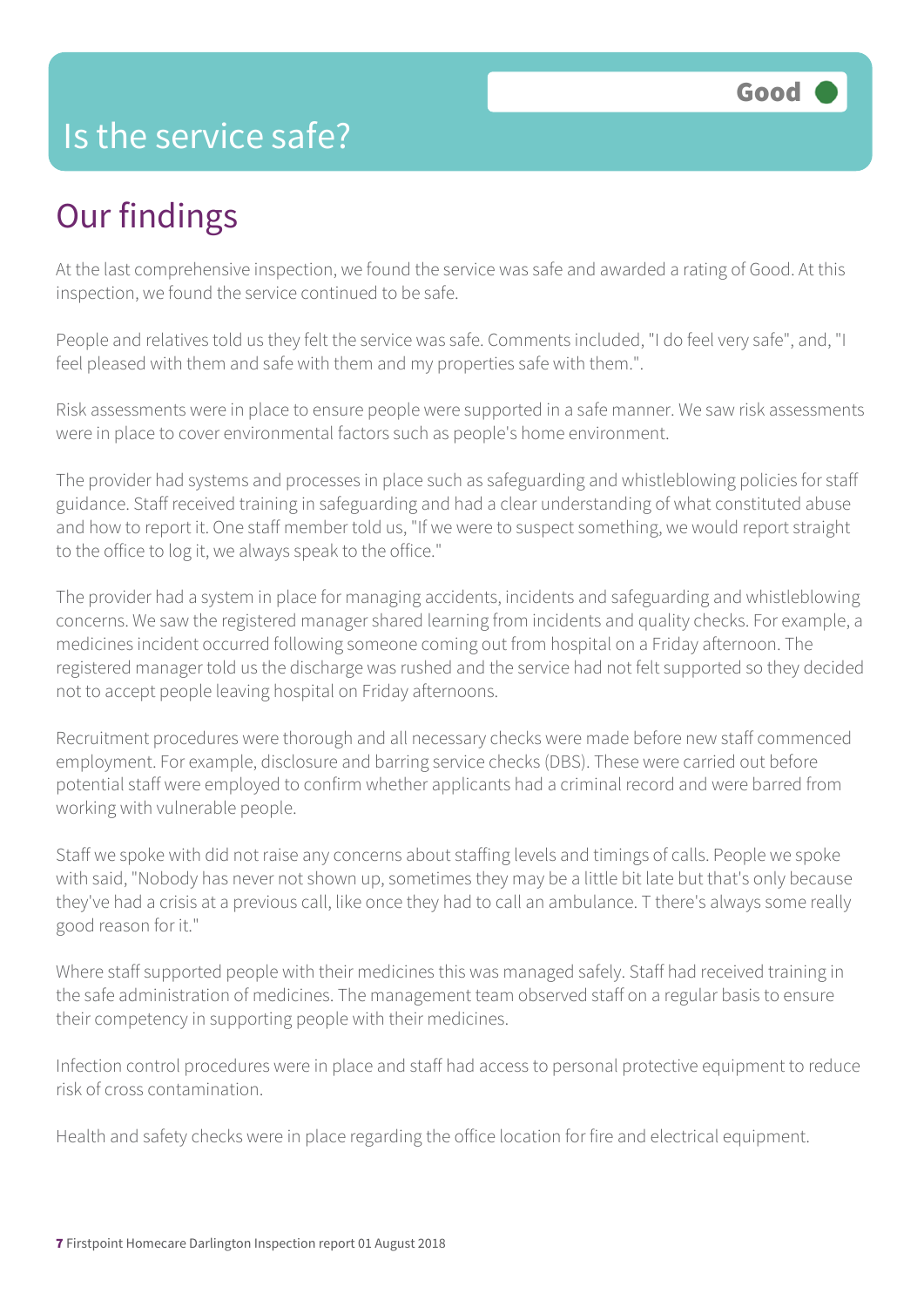# Is the service safe?

Good

## Our findings

At the last comprehensive inspection, we found the service was safe and awarded a rating of Good. At this inspection, we found the service continued to be safe.

People and relatives told us they felt the service was safe. Comments included, "I do feel very safe", and, "I feel pleased with them and safe with them and my properties safe with them.".

Risk assessments were in place to ensure people were supported in a safe manner. We saw risk assessments were in place to cover environmental factors such as people's home environment.

The provider had systems and processes in place such as safeguarding and whistleblowing policies for staff guidance. Staff received training in safeguarding and had a clear understanding of what constituted abuse and how to report it. One staff member told us, "If we were to suspect something, we would report straight to the office to log it, we always speak to the office."

The provider had a system in place for managing accidents, incidents and safeguarding and whistleblowing concerns. We saw the registered manager shared learning from incidents and quality checks. For example, a medicines incident occurred following someone coming out from hospital on a Friday afternoon. The registered manager told us the discharge was rushed and the service had not felt supported so they decided not to accept people leaving hospital on Friday afternoons.

Recruitment procedures were thorough and all necessary checks were made before new staff commenced employment. For example, disclosure and barring service checks (DBS). These were carried out before potential staff were employed to confirm whether applicants had a criminal record and were barred from working with vulnerable people.

Staff we spoke with did not raise any concerns about staffing levels and timings of calls. People we spoke with said, "Nobody has never not shown up, sometimes they may be a little bit late but that's only because they've had a crisis at a previous call, like once they had to call an ambulance. T there's always some really good reason for it."

Where staff supported people with their medicines this was managed safely. Staff had received training in the safe administration of medicines. The management team observed staff on a regular basis to ensure their competency in supporting people with their medicines.

Infection control procedures were in place and staff had access to personal protective equipment to reduce risk of cross contamination.

Health and safety checks were in place regarding the office location for fire and electrical equipment.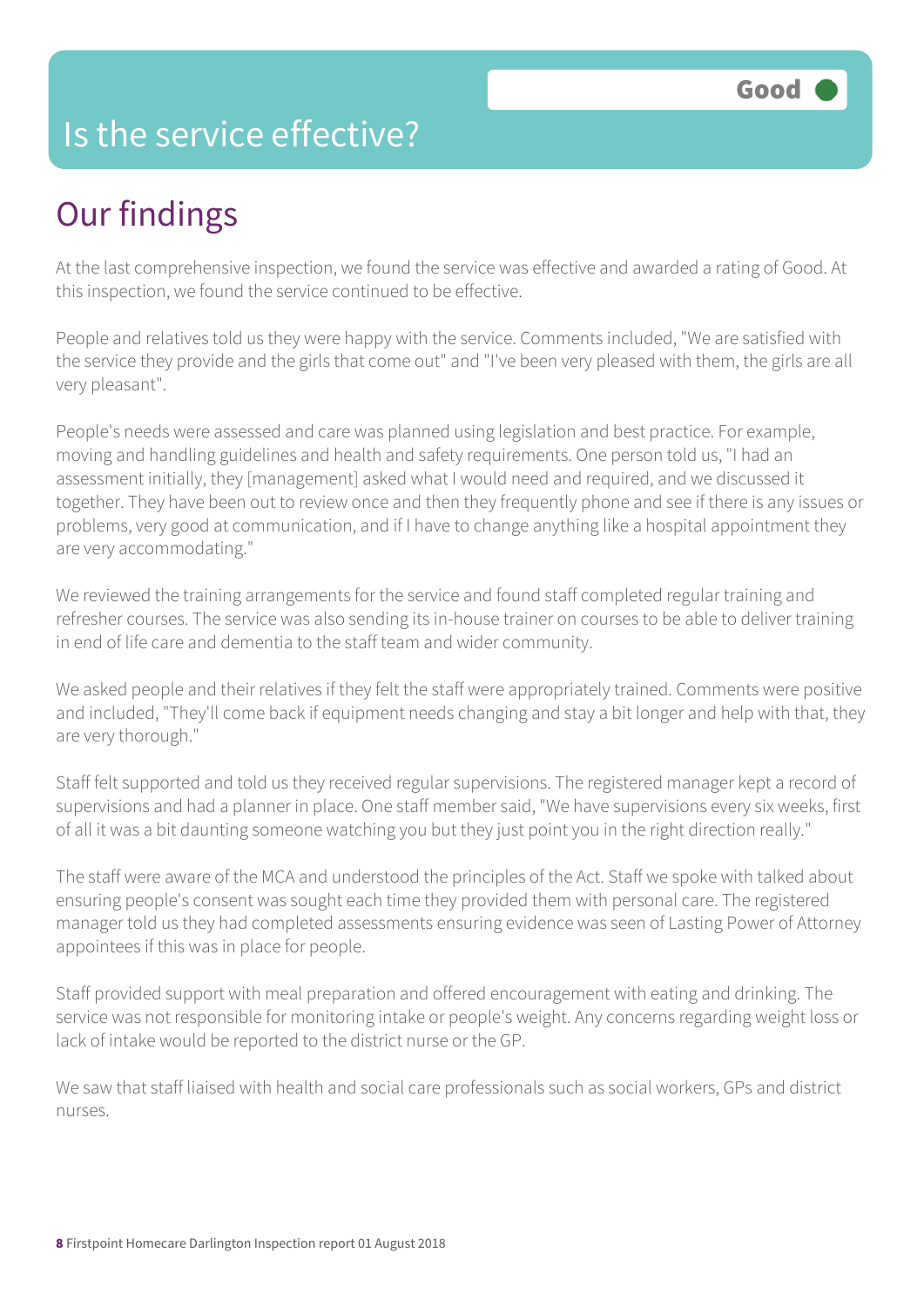# Is the service effective?

Good

## Our findings

At the last comprehensive inspection, we found the service was effective and awarded a rating of Good. At this inspection, we found the service continued to be effective.

People and relatives told us they were happy with the service. Comments included, "We are satisfied with the service they provide and the girls that come out" and "I've been very pleased with them, the girls are all very pleasant".

People's needs were assessed and care was planned using legislation and best practice. For example, moving and handling guidelines and health and safety requirements. One person told us, "I had an assessment initially, they [management] asked what I would need and required, and we discussed it together. They have been out to review once and then they frequently phone and see if there is any issues or problems, very good at communication, and if I have to change anything like a hospital appointment they are very accommodating."

We reviewed the training arrangements for the service and found staff completed regular training and refresher courses. The service was also sending its in-house trainer on courses to be able to deliver training in end of life care and dementia to the staff team and wider community.

We asked people and their relatives if they felt the staff were appropriately trained. Comments were positive and included, "They'll come back if equipment needs changing and stay a bit longer and help with that, they are very thorough."

Staff felt supported and told us they received regular supervisions. The registered manager kept a record of supervisions and had a planner in place. One staff member said, "We have supervisions every six weeks, first of all it was a bit daunting someone watching you but they just point you in the right direction really."

The staff were aware of the MCA and understood the principles of the Act. Staff we spoke with talked about ensuring people's consent was sought each time they provided them with personal care. The registered manager told us they had completed assessments ensuring evidence was seen of Lasting Power of Attorney appointees if this was in place for people.

Staff provided support with meal preparation and offered encouragement with eating and drinking. The service was not responsible for monitoring intake or people's weight. Any concerns regarding weight loss or lack of intake would be reported to the district nurse or the GP.

We saw that staff liaised with health and social care professionals such as social workers, GPs and district nurses.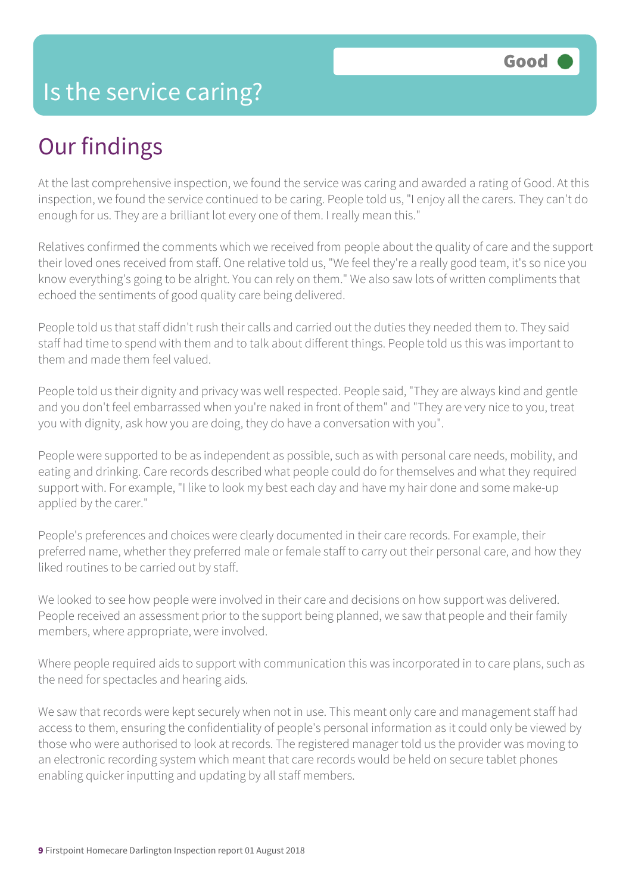# Is the service caring?

Good

## Our findings

At the last comprehensive inspection, we found the service was caring and awarded a rating of Good. At this inspection, we found the service continued to be caring. People told us, "I enjoy all the carers. They can't do enough for us. They are a brilliant lot every one of them. I really mean this."

Relatives confirmed the comments which we received from people about the quality of care and the support their loved ones received from staff. One relative told us, "We feel they're a really good team, it's so nice you know everything's going to be alright. You can rely on them." We also saw lots of written compliments that echoed the sentiments of good quality care being delivered.

People told us that staff didn't rush their calls and carried out the duties they needed them to. They said staff had time to spend with them and to talk about different things. People told us this was important to them and made them feel valued.

People told us their dignity and privacy was well respected. People said, "They are always kind and gentle and you don't feel embarrassed when you're naked in front of them" and "They are very nice to you, treat you with dignity, ask how you are doing, they do have a conversation with you".

People were supported to be as independent as possible, such as with personal care needs, mobility, and eating and drinking. Care records described what people could do for themselves and what they required support with. For example, "I like to look my best each day and have my hair done and some make-up applied by the carer."

People's preferences and choices were clearly documented in their care records. For example, their preferred name, whether they preferred male or female staff to carry out their personal care, and how they liked routines to be carried out by staff.

We looked to see how people were involved in their care and decisions on how support was delivered. People received an assessment prior to the support being planned, we saw that people and their family members, where appropriate, were involved.

Where people required aids to support with communication this was incorporated in to care plans, such as the need for spectacles and hearing aids.

We saw that records were kept securely when not in use. This meant only care and management staff had access to them, ensuring the confidentiality of people's personal information as it could only be viewed by those who were authorised to look at records. The registered manager told us the provider was moving to an electronic recording system which meant that care records would be held on secure tablet phones enabling quicker inputting and updating by all staff members.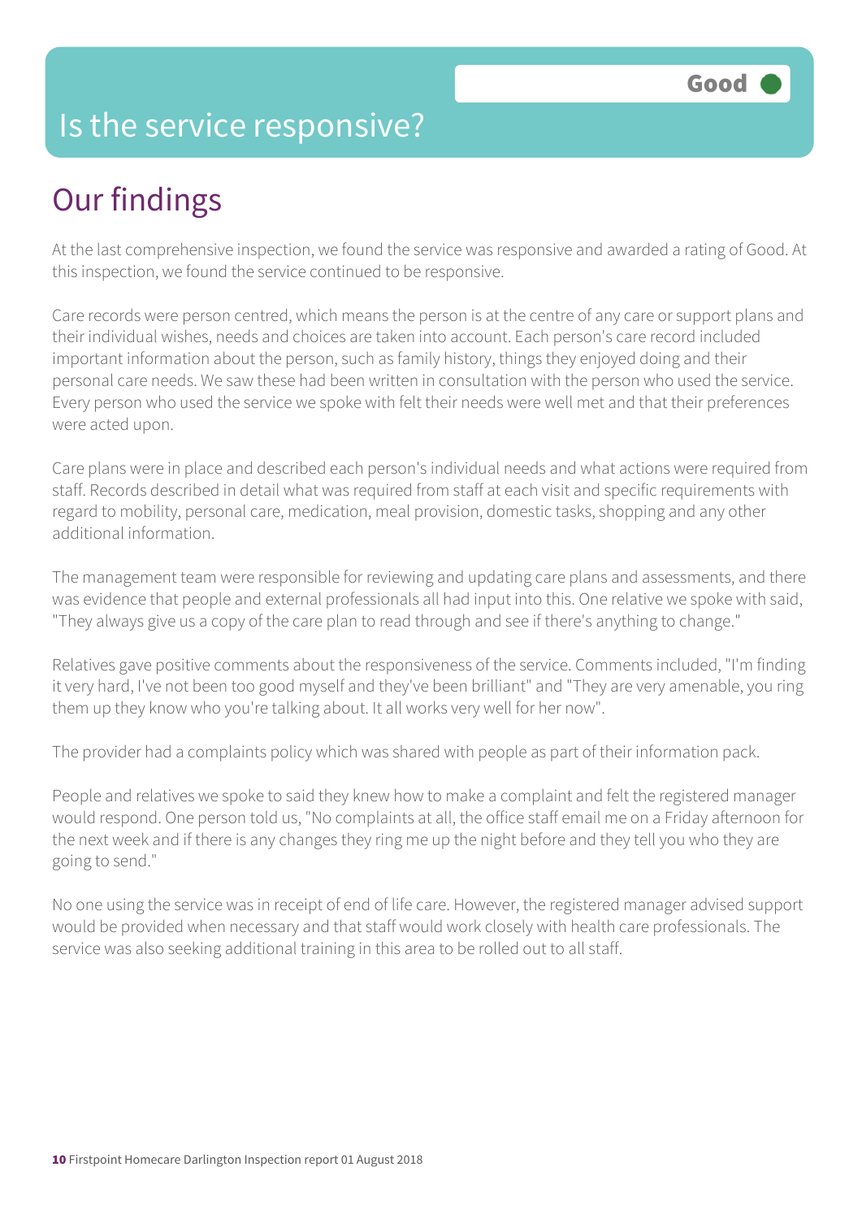# Is the service responsive?

**Good**

## Our findings

At the last comprehensive inspection, we found the service was responsive and awarded a rating of Good. At this inspection, we found the service continued to be responsive.

Care records were person centred, which means the person is at the centre of any care or support plans and their individual wishes, needs and choices are taken into account. Each person's care record included important information about the person, such as family history, things they enjoyed doing and their personal care needs. We saw these had been written in consultation with the person who used the service. Every person who used the service we spoke with felt their needs were well met and that their preferences were acted upon.

Care plans were in place and described each person's individual needs and what actions were required from staff. Records described in detail what was required from staff at each visit and specific requirements with regard to mobility, personal care, medication, meal provision, domestic tasks, shopping and any other additional information.

The management team were responsible for reviewing and updating care plans and assessments, and there was evidence that people and external professionals all had input into this. One relative we spoke with said, "They always give us a copy of the care plan to read through and see if there's anything to change."

Relatives gave positive comments about the responsiveness of the service. Comments included, "I'm finding it very hard, I've not been too good myself and they've been brilliant" and "They are very amenable, you ring them up they know who you're talking about. It all works very well for her now".

The provider had a complaints policy which was shared with people as part of their information pack.

People and relatives we spoke to said they knew how to make a complaint and felt the registered manager would respond. One person told us, "No complaints at all, the office staff email me on a Friday afternoon for the next week and if there is any changes they ring me up the night before and they tell you who they are going to send."

No one using the service was in receipt of end of life care. However, the registered manager advised support would be provided when necessary and that staff would work closely with health care professionals. The service was also seeking additional training in this area to be rolled out to all staff.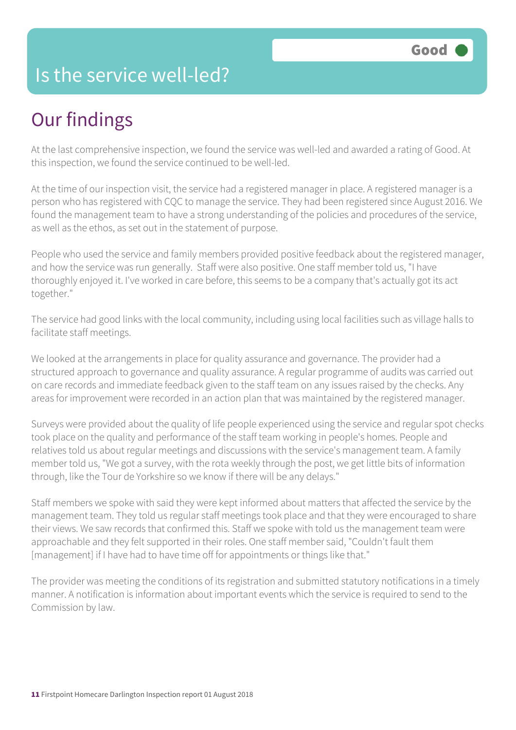# Is the service well-led?

Good

## Our findings

At the last comprehensive inspection, we found the service was well-led and awarded a rating of Good. At this inspection, we found the service continued to be well-led.

At the time of our inspection visit, the service had a registered manager in place. A registered manager is a person who has registered with CQC to manage the service. They had been registered since August 2016. We found the management team to have a strong understanding of the policies and procedures of the service, as well as the ethos, as set out in the statement of purpose.

People who used the service and family members provided positive feedback about the registered manager, and how the service was run generally. Staff were also positive. One staff member told us, "I have thoroughly enjoyed it. I've worked in care before, this seems to be a company that's actually got its act together."

The service had good links with the local community, including using local facilities such as village halls to facilitate staff meetings.

We looked at the arrangements in place for quality assurance and governance. The provider had a structured approach to governance and quality assurance. A regular programme of audits was carried out on care records and immediate feedback given to the staff team on any issues raised by the checks. Any areas for improvement were recorded in an action plan that was maintained by the registered manager.

Surveys were provided about the quality of life people experienced using the service and regular spot checks took place on the quality and performance of the staff team working in people's homes. People and relatives told us about regular meetings and discussions with the service's management team. A family member told us, "We got a survey, with the rota weekly through the post, we get little bits of information through, like the Tour de Yorkshire so we know if there will be any delays."

Staff members we spoke with said they were kept informed about matters that affected the service by the management team. They told us regular staff meetings took place and that they were encouraged to share their views. We saw records that confirmed this. Staff we spoke with told us the management team were approachable and they felt supported in their roles. One staff member said, "Couldn't fault them [management] if I have had to have time off for appointments or things like that."

The provider was meeting the conditions of its registration and submitted statutory notifications in a timely manner. A notification is information about important events which the service is required to send to the Commission by law.